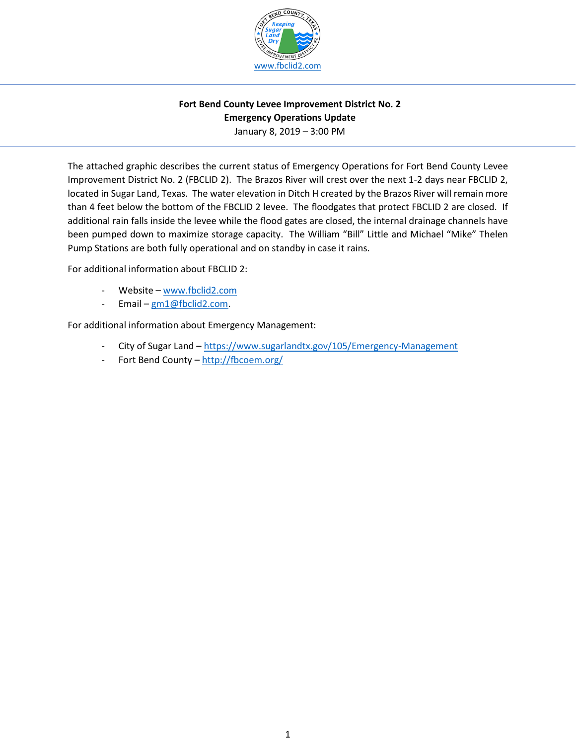www.fbclid2.com

**Fort Bend County Levee Improvement District No. 2**
**Emergency Operations Update**
January 8, 2019 – 3:00 PM

The attached graphic describes the current status of Emergency Operations for Fort Bend County Levee Improvement District No. 2 (FBCLID 2). The Brazos River will crest over the next 1-2 days near FBCLID 2, located in Sugar Land, Texas. The water elevation in Ditch H created by the Brazos River will remain more than 4 feet below the bottom of the FBCLID 2 levee. The floodgates that protect FBCLID 2 are closed. If additional rain falls inside the levee while the flood gates are closed, the internal drainage channels have been pumped down to maximize storage capacity. The William "Bill" Little and Michael "Mike" Thelen Pump Stations are both fully operational and on standby in case it rains.

For additional information about FBCLID 2:

- Website – www.fbclid2.com
- Email – gm1@fbclid2.com.

For additional information about Emergency Management:

- City of Sugar Land – https://www.sugarlandtx.gov/105/Emergency-Management
- Fort Bend County – http://fbcoem.org/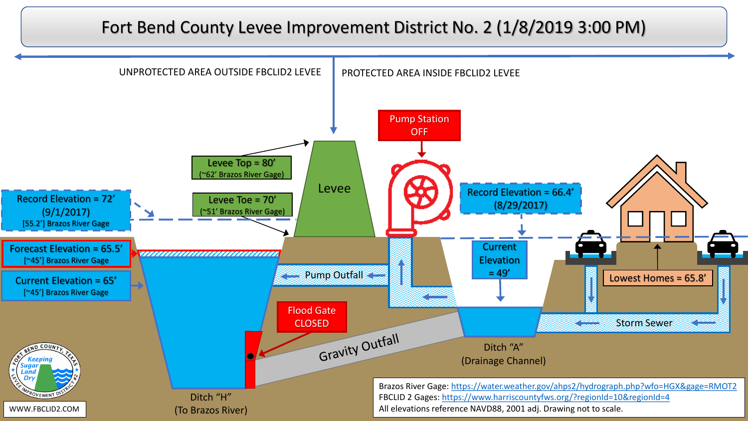# Fort Bend County Levee Improvement District No. 2 (1/8/2019 3:00 PM)

UNPROTECTED AREA OUTSIDE FBCLID2 LEVEE

PROTECTED AREA INSIDE FBCLID2 LEVEE

Pump Station OFF

Levee Top = 80’ (~62’ Brazos River Gage)

Levee

Levee Toe = 70’ (~51’ Brazos River Gage)

Record Elevation = 72’ (9/1/2017) [55.2’] Brazos River Gage

Record Elevation = 66.4’ (8/29/2017)

Forecast Elevation = 65.5’ [~45’] Brazos River Gage

Current Elevation = 65’ [~45’] Brazos River Gage

Pump Outfall

Current Elevation = 49’

Lowest Homes = 65.8’

Flood Gate CLOSED

Gravity Outfall

Storm Sewer

Ditch “H” (To Brazos River)

Ditch “A” (Drainage Channel)

Keeping Sugar Land Dry

FORT BEND COUNTY, TEXAS LEVEE IMPROVEMENT DISTRICT #2

WWW.FBCLID2.COM

Brazos River Gage: https://water.weather.gov/ahps2/hydrograph.php?wfo=HGX&gage=RMOT2

FBCLID 2 Gages: https://www.harriscountyfws.org/?regionId=10&regionId=4

All elevations reference NAVD88, 2001 adj. Drawing not to scale.